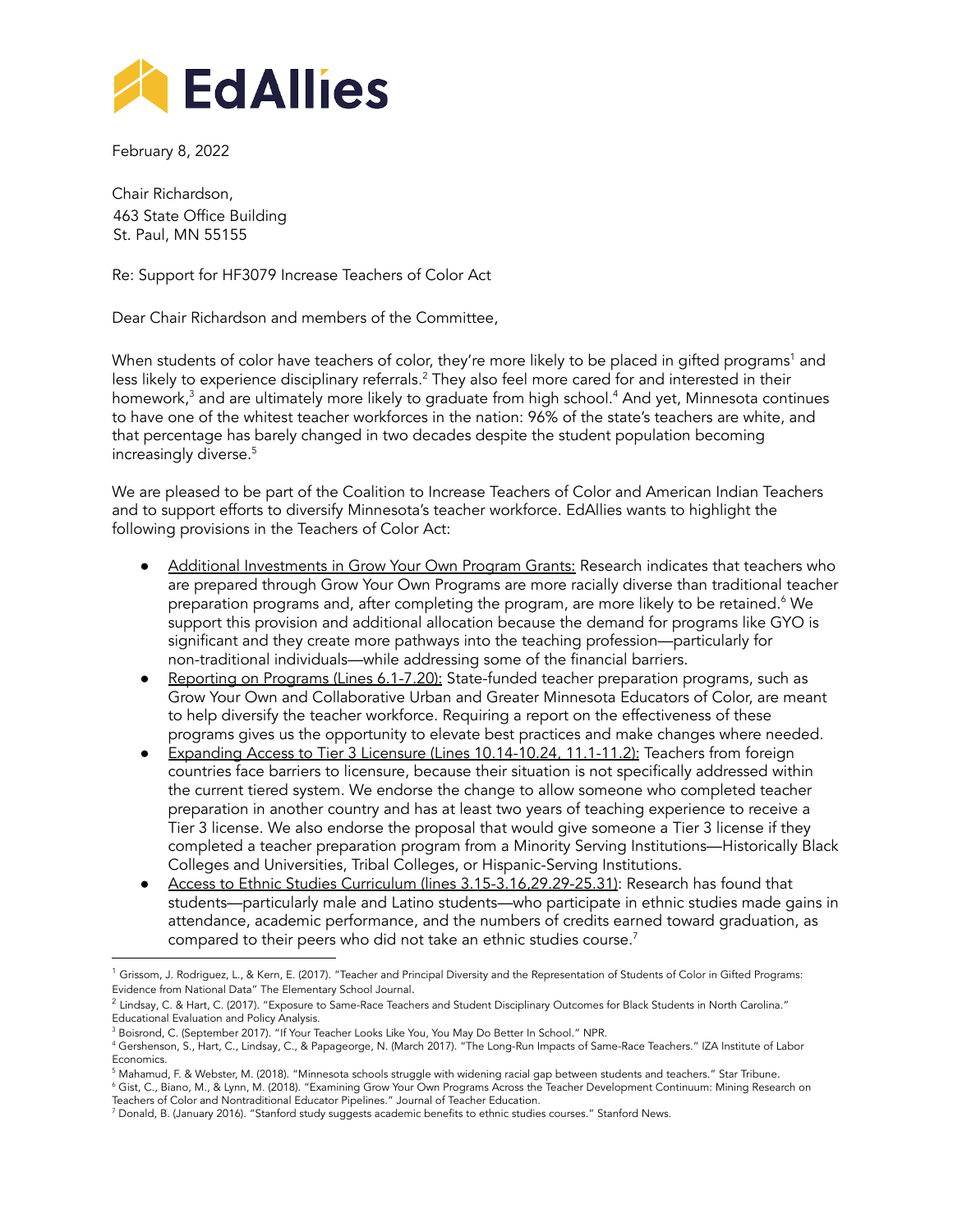EdAllies

February 8, 2022

Chair Richardson,
463 State Office Building
St. Paul, MN 55155

Re: Support for HF3079 Increase Teachers of Color Act

Dear Chair Richardson and members of the Committee,

When students of color have teachers of color, they're more likely to be placed in gifted programs[1] and less likely to experience disciplinary referrals.[2] They also feel more cared for and interested in their homework,[3] and are ultimately more likely to graduate from high school.[4] And yet, Minnesota continues to have one of the whitest teacher workforces in the nation: 96% of the state's teachers are white, and that percentage has barely changed in two decades despite the student population becoming increasingly diverse.[5]

We are pleased to be part of the Coalition to Increase Teachers of Color and American Indian Teachers and to support efforts to diversify Minnesota's teacher workforce. EdAllies wants to highlight the following provisions in the Teachers of Color Act:

- Additional Investments in Grow Your Own Program Grants: Research indicates that teachers who are prepared through Grow Your Own Programs are more racially diverse than traditional teacher preparation programs and, after completing the program, are more likely to be retained.[6] We support this provision and additional allocation because the demand for programs like GYO is significant and they create more pathways into the teaching profession—particularly for non-traditional individuals—while addressing some of the financial barriers.
- Reporting on Programs (Lines 6.1-7.20): State-funded teacher preparation programs, such as Grow Your Own and Collaborative Urban and Greater Minnesota Educators of Color, are meant to help diversify the teacher workforce. Requiring a report on the effectiveness of these programs gives us the opportunity to elevate best practices and make changes where needed.
- Expanding Access to Tier 3 Licensure (Lines 10.14-10.24, 11.1-11.2): Teachers from foreign countries face barriers to licensure, because their situation is not specifically addressed within the current tiered system. We endorse the change to allow someone who completed teacher preparation in another country and has at least two years of teaching experience to receive a Tier 3 license. We also endorse the proposal that would give someone a Tier 3 license if they completed a teacher preparation program from a Minority Serving Institutions—Historically Black Colleges and Universities, Tribal Colleges, or Hispanic-Serving Institutions.
- Access to Ethnic Studies Curriculum (lines 3.15-3.16,29.29-25.31): Research has found that students—particularly male and Latino students—who participate in ethnic studies made gains in attendance, academic performance, and the numbers of credits earned toward graduation, as compared to their peers who did not take an ethnic studies course.[7]

---

[1] Grissom, J. Rodriguez, L., & Kern, E. (2017). "Teacher and Principal Diversity and the Representation of Students of Color in Gifted Programs: Evidence from National Data" The Elementary School Journal.

[2] Lindsay, C. & Hart, C. (2017). "Exposure to Same-Race Teachers and Student Disciplinary Outcomes for Black Students in North Carolina." Educational Evaluation and Policy Analysis.

[3] Boisrond, C. (September 2017). "If Your Teacher Looks Like You, You May Do Better In School." NPR.

[4] Gershenson, S., Hart, C., Lindsay, C., & Papageorge, N. (March 2017). "The Long-Run Impacts of Same-Race Teachers." IZA Institute of Labor Economics.

[5] Mahamud, F. & Webster, M. (2018). "Minnesota schools struggle with widening racial gap between students and teachers." Star Tribune.

[6] Gist, C., Biano, M., & Lynn, M. (2018). "Examining Grow Your Own Programs Across the Teacher Development Continuum: Mining Research on Teachers of Color and Nontraditional Educator Pipelines." Journal of Teacher Education.

[7] Donald, B. (January 2016). "Stanford study suggests academic benefits to ethnic studies courses." Stanford News.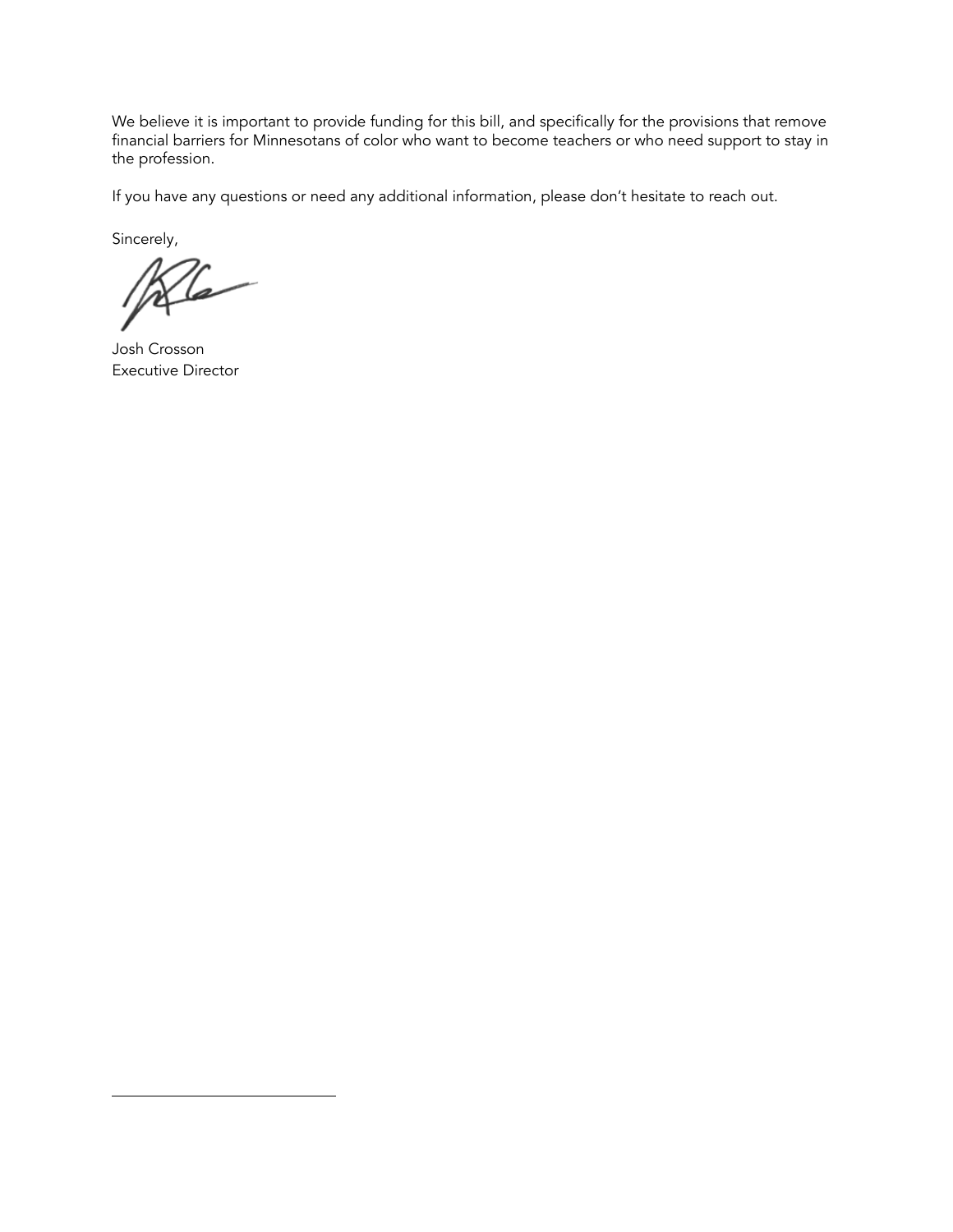We believe it is important to provide funding for this bill, and specifically for the provisions that remove financial barriers for Minnesotans of color who want to become teachers or who need support to stay in the profession.

If you have any questions or need any additional information, please don't hesitate to reach out.

Sincerely,

Josh Crosson
Executive Director